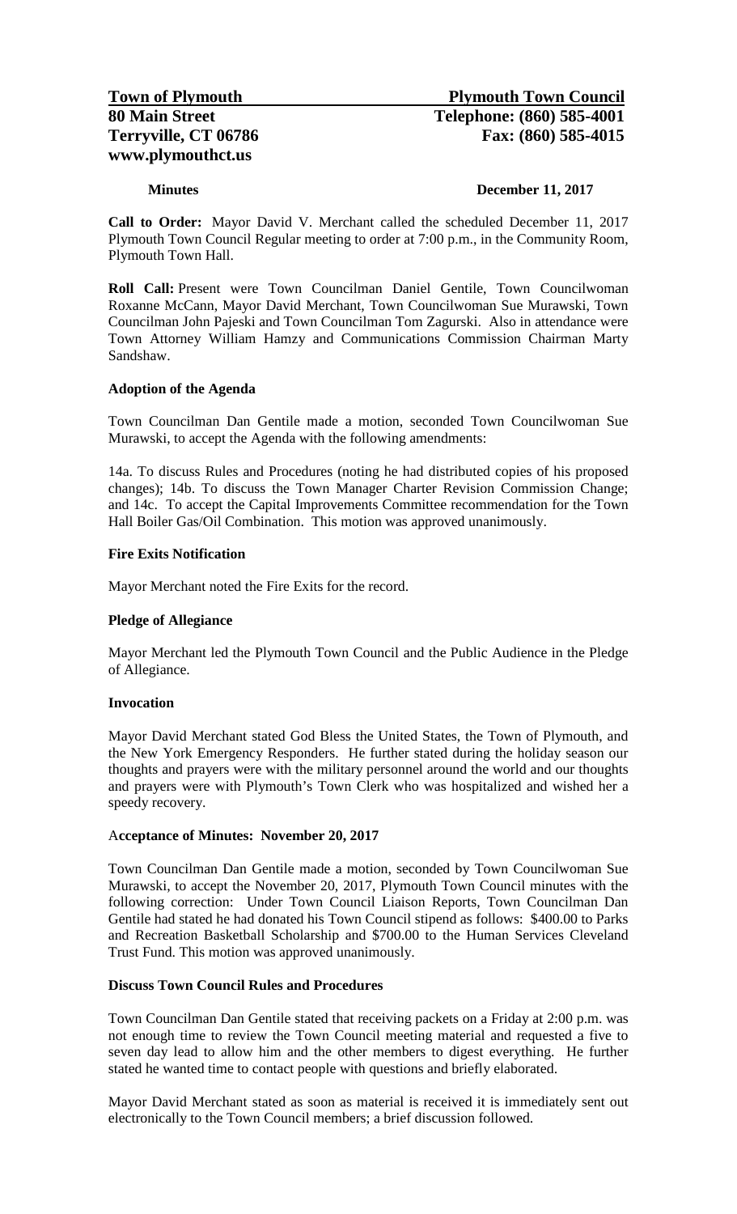**Town of Plymouth** **Plymouth Town Council**
**80 Main Street** **Telephone: (860) 585-4001**
**Terryville, CT 06786** **Fax: (860) 585-4015**
**www.plymouthct.us**

**Minutes** **December 11, 2017**

**Call to Order:** Mayor David V. Merchant called the scheduled December 11, 2017 Plymouth Town Council Regular meeting to order at 7:00 p.m., in the Community Room, Plymouth Town Hall.

**Roll Call:** Present were Town Councilman Daniel Gentile, Town Councilwoman Roxanne McCann, Mayor David Merchant, Town Councilwoman Sue Murawski, Town Councilman John Pajeski and Town Councilman Tom Zagurski. Also in attendance were Town Attorney William Hamzy and Communications Commission Chairman Marty Sandshaw.

**Adoption of the Agenda**

Town Councilman Dan Gentile made a motion, seconded Town Councilwoman Sue Murawski, to accept the Agenda with the following amendments:

14a. To discuss Rules and Procedures (noting he had distributed copies of his proposed changes); 14b. To discuss the Town Manager Charter Revision Commission Change; and 14c. To accept the Capital Improvements Committee recommendation for the Town Hall Boiler Gas/Oil Combination. This motion was approved unanimously.

**Fire Exits Notification**

Mayor Merchant noted the Fire Exits for the record.

**Pledge of Allegiance**

Mayor Merchant led the Plymouth Town Council and the Public Audience in the Pledge of Allegiance.

**Invocation**

Mayor David Merchant stated God Bless the United States, the Town of Plymouth, and the New York Emergency Responders. He further stated during the holiday season our thoughts and prayers were with the military personnel around the world and our thoughts and prayers were with Plymouth's Town Clerk who was hospitalized and wished her a speedy recovery.

**Acceptance of Minutes: November 20, 2017**

Town Councilman Dan Gentile made a motion, seconded by Town Councilwoman Sue Murawski, to accept the November 20, 2017, Plymouth Town Council minutes with the following correction: Under Town Council Liaison Reports, Town Councilman Dan Gentile had stated he had donated his Town Council stipend as follows: \$400.00 to Parks and Recreation Basketball Scholarship and \$700.00 to the Human Services Cleveland Trust Fund. This motion was approved unanimously.

**Discuss Town Council Rules and Procedures**

Town Councilman Dan Gentile stated that receiving packets on a Friday at 2:00 p.m. was not enough time to review the Town Council meeting material and requested a five to seven day lead to allow him and the other members to digest everything. He further stated he wanted time to contact people with questions and briefly elaborated.

Mayor David Merchant stated as soon as material is received it is immediately sent out electronically to the Town Council members; a brief discussion followed.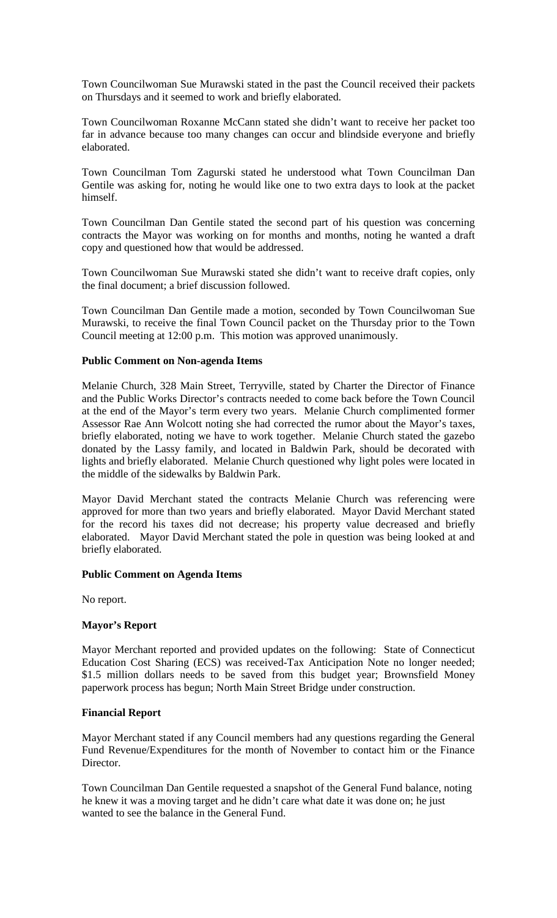Town Councilwoman Sue Murawski stated in the past the Council received their packets on Thursdays and it seemed to work and briefly elaborated.

Town Councilwoman Roxanne McCann stated she didn't want to receive her packet too far in advance because too many changes can occur and blindside everyone and briefly elaborated.

Town Councilman Tom Zagurski stated he understood what Town Councilman Dan Gentile was asking for, noting he would like one to two extra days to look at the packet himself.

Town Councilman Dan Gentile stated the second part of his question was concerning contracts the Mayor was working on for months and months, noting he wanted a draft copy and questioned how that would be addressed.

Town Councilwoman Sue Murawski stated she didn't want to receive draft copies, only the final document; a brief discussion followed.

Town Councilman Dan Gentile made a motion, seconded by Town Councilwoman Sue Murawski, to receive the final Town Council packet on the Thursday prior to the Town Council meeting at 12:00 p.m. This motion was approved unanimously.

**Public Comment on Non-agenda Items**

Melanie Church, 328 Main Street, Terryville, stated by Charter the Director of Finance and the Public Works Director's contracts needed to come back before the Town Council at the end of the Mayor's term every two years. Melanie Church complimented former Assessor Rae Ann Wolcott noting she had corrected the rumor about the Mayor's taxes, briefly elaborated, noting we have to work together. Melanie Church stated the gazebo donated by the Lassy family, and located in Baldwin Park, should be decorated with lights and briefly elaborated. Melanie Church questioned why light poles were located in the middle of the sidewalks by Baldwin Park.

Mayor David Merchant stated the contracts Melanie Church was referencing were approved for more than two years and briefly elaborated. Mayor David Merchant stated for the record his taxes did not decrease; his property value decreased and briefly elaborated. Mayor David Merchant stated the pole in question was being looked at and briefly elaborated.

**Public Comment on Agenda Items**

No report.

**Mayor's Report**

Mayor Merchant reported and provided updates on the following: State of Connecticut Education Cost Sharing (ECS) was received-Tax Anticipation Note no longer needed; \$1.5 million dollars needs to be saved from this budget year; Brownsfield Money paperwork process has begun; North Main Street Bridge under construction.

**Financial Report**

Mayor Merchant stated if any Council members had any questions regarding the General Fund Revenue/Expenditures for the month of November to contact him or the Finance Director.

Town Councilman Dan Gentile requested a snapshot of the General Fund balance, noting he knew it was a moving target and he didn't care what date it was done on; he just wanted to see the balance in the General Fund.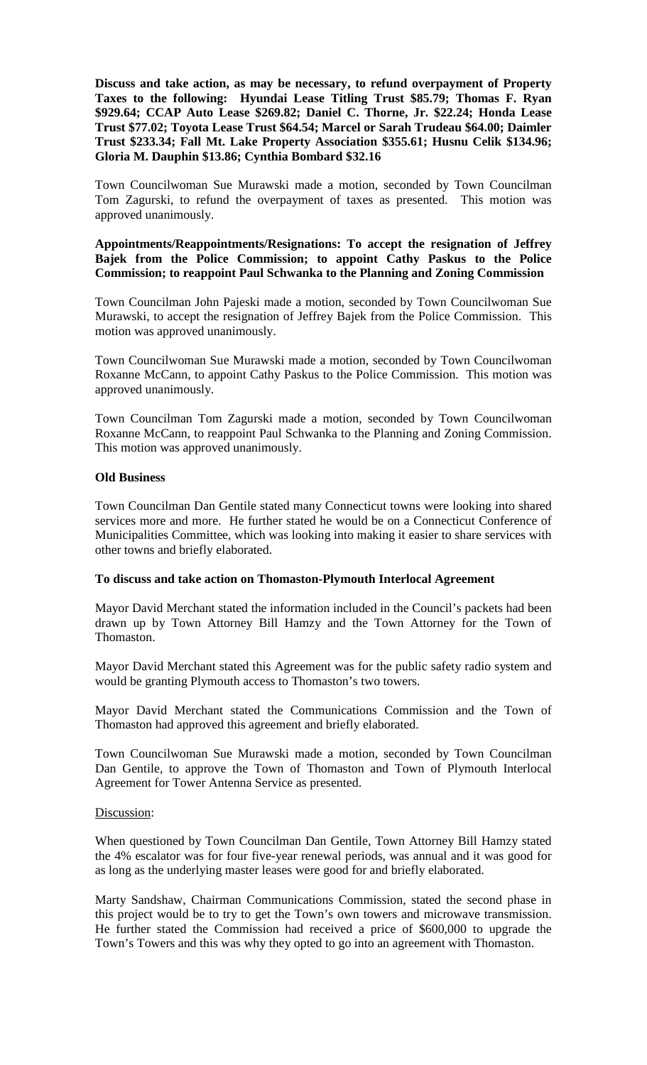**Discuss and take action, as may be necessary, to refund overpayment of Property Taxes to the following: Hyundai Lease Titling Trust $85.79; Thomas F. Ryan $929.64; CCAP Auto Lease $269.82; Daniel C. Thorne, Jr. $22.24; Honda Lease Trust $77.02; Toyota Lease Trust $64.54; Marcel or Sarah Trudeau $64.00; Daimler Trust $233.34; Fall Mt. Lake Property Association $355.61; Husnu Celik $134.96; Gloria M. Dauphin $13.86; Cynthia Bombard $32.16**

Town Councilwoman Sue Murawski made a motion, seconded by Town Councilman Tom Zagurski, to refund the overpayment of taxes as presented. This motion was approved unanimously.

**Appointments/Reappointments/Resignations: To accept the resignation of Jeffrey Bajek from the Police Commission; to appoint Cathy Paskus to the Police Commission; to reappoint Paul Schwanka to the Planning and Zoning Commission**

Town Councilman John Pajeski made a motion, seconded by Town Councilwoman Sue Murawski, to accept the resignation of Jeffrey Bajek from the Police Commission. This motion was approved unanimously.

Town Councilwoman Sue Murawski made a motion, seconded by Town Councilwoman Roxanne McCann, to appoint Cathy Paskus to the Police Commission. This motion was approved unanimously.

Town Councilman Tom Zagurski made a motion, seconded by Town Councilwoman Roxanne McCann, to reappoint Paul Schwanka to the Planning and Zoning Commission. This motion was approved unanimously.

**Old Business**

Town Councilman Dan Gentile stated many Connecticut towns were looking into shared services more and more. He further stated he would be on a Connecticut Conference of Municipalities Committee, which was looking into making it easier to share services with other towns and briefly elaborated.

**To discuss and take action on Thomaston-Plymouth Interlocal Agreement**

Mayor David Merchant stated the information included in the Council's packets had been drawn up by Town Attorney Bill Hamzy and the Town Attorney for the Town of Thomaston.

Mayor David Merchant stated this Agreement was for the public safety radio system and would be granting Plymouth access to Thomaston's two towers.

Mayor David Merchant stated the Communications Commission and the Town of Thomaston had approved this agreement and briefly elaborated.

Town Councilwoman Sue Murawski made a motion, seconded by Town Councilman Dan Gentile, to approve the Town of Thomaston and Town of Plymouth Interlocal Agreement for Tower Antenna Service as presented.

Discussion:

When questioned by Town Councilman Dan Gentile, Town Attorney Bill Hamzy stated the 4% escalator was for four five-year renewal periods, was annual and it was good for as long as the underlying master leases were good for and briefly elaborated.

Marty Sandshaw, Chairman Communications Commission, stated the second phase in this project would be to try to get the Town's own towers and microwave transmission. He further stated the Commission had received a price of $600,000 to upgrade the Town's Towers and this was why they opted to go into an agreement with Thomaston.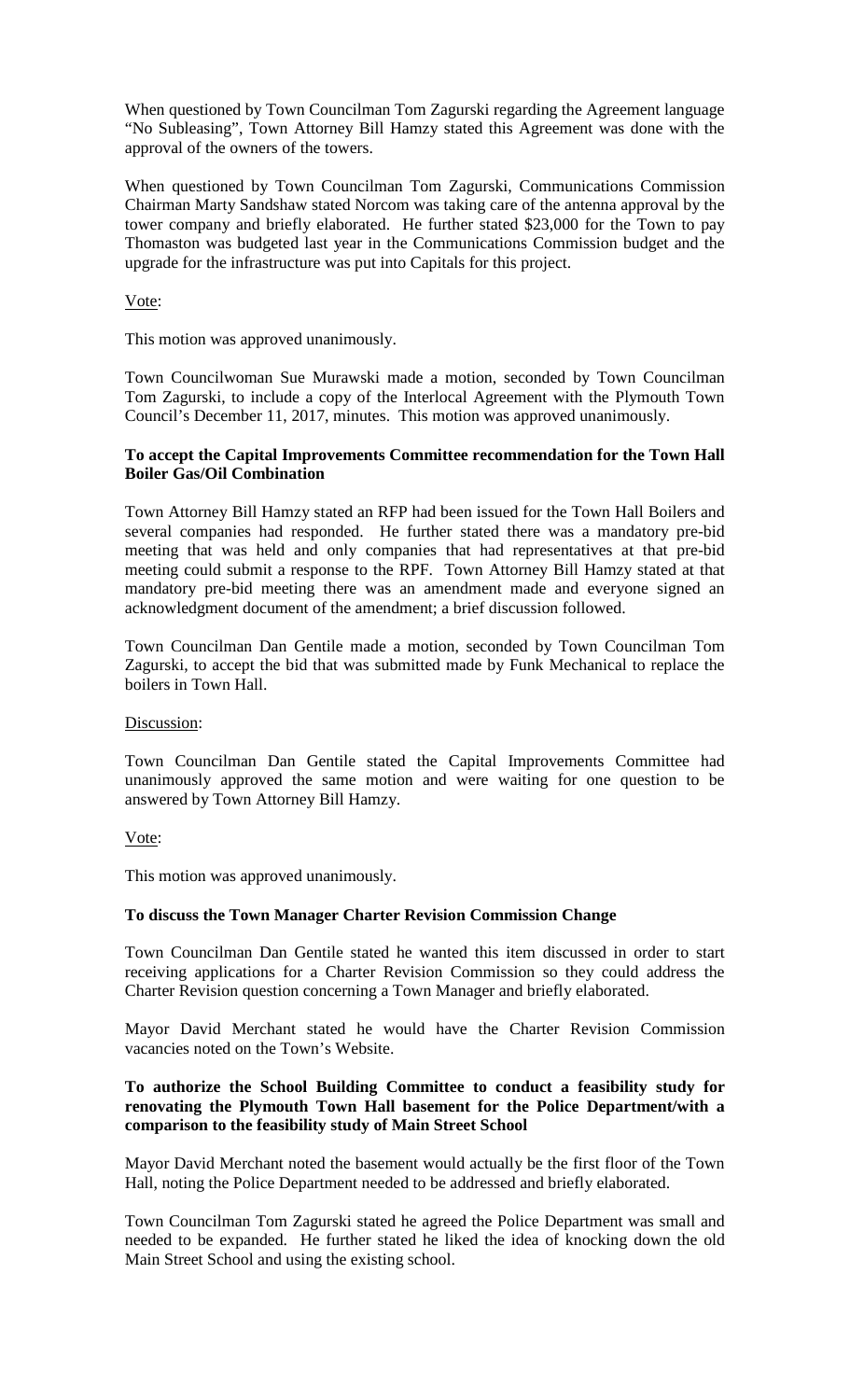When questioned by Town Councilman Tom Zagurski regarding the Agreement language "No Subleasing", Town Attorney Bill Hamzy stated this Agreement was done with the approval of the owners of the towers.

When questioned by Town Councilman Tom Zagurski, Communications Commission Chairman Marty Sandshaw stated Norcom was taking care of the antenna approval by the tower company and briefly elaborated. He further stated $23,000 for the Town to pay Thomaston was budgeted last year in the Communications Commission budget and the upgrade for the infrastructure was put into Capitals for this project.

Vote:

This motion was approved unanimously.

Town Councilwoman Sue Murawski made a motion, seconded by Town Councilman Tom Zagurski, to include a copy of the Interlocal Agreement with the Plymouth Town Council's December 11, 2017, minutes. This motion was approved unanimously.

**To accept the Capital Improvements Committee recommendation for the Town Hall Boiler Gas/Oil Combination**

Town Attorney Bill Hamzy stated an RFP had been issued for the Town Hall Boilers and several companies had responded. He further stated there was a mandatory pre-bid meeting that was held and only companies that had representatives at that pre-bid meeting could submit a response to the RPF. Town Attorney Bill Hamzy stated at that mandatory pre-bid meeting there was an amendment made and everyone signed an acknowledgment document of the amendment; a brief discussion followed.

Town Councilman Dan Gentile made a motion, seconded by Town Councilman Tom Zagurski, to accept the bid that was submitted made by Funk Mechanical to replace the boilers in Town Hall.

Discussion:

Town Councilman Dan Gentile stated the Capital Improvements Committee had unanimously approved the same motion and were waiting for one question to be answered by Town Attorney Bill Hamzy.

Vote:

This motion was approved unanimously.

**To discuss the Town Manager Charter Revision Commission Change**

Town Councilman Dan Gentile stated he wanted this item discussed in order to start receiving applications for a Charter Revision Commission so they could address the Charter Revision question concerning a Town Manager and briefly elaborated.

Mayor David Merchant stated he would have the Charter Revision Commission vacancies noted on the Town's Website.

**To authorize the School Building Committee to conduct a feasibility study for renovating the Plymouth Town Hall basement for the Police Department/with a comparison to the feasibility study of Main Street School**

Mayor David Merchant noted the basement would actually be the first floor of the Town Hall, noting the Police Department needed to be addressed and briefly elaborated.

Town Councilman Tom Zagurski stated he agreed the Police Department was small and needed to be expanded. He further stated he liked the idea of knocking down the old Main Street School and using the existing school.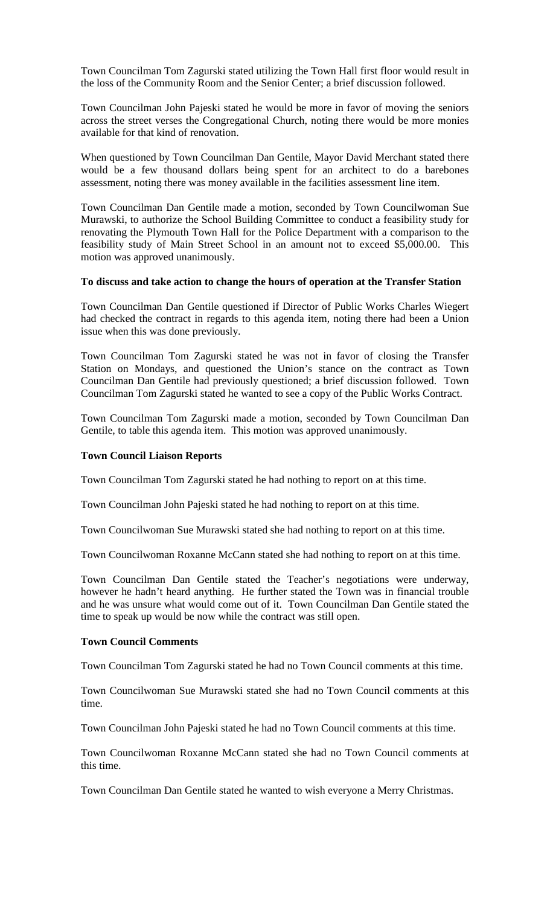Town Councilman Tom Zagurski stated utilizing the Town Hall first floor would result in the loss of the Community Room and the Senior Center; a brief discussion followed.

Town Councilman John Pajeski stated he would be more in favor of moving the seniors across the street verses the Congregational Church, noting there would be more monies available for that kind of renovation.

When questioned by Town Councilman Dan Gentile, Mayor David Merchant stated there would be a few thousand dollars being spent for an architect to do a barebones assessment, noting there was money available in the facilities assessment line item.

Town Councilman Dan Gentile made a motion, seconded by Town Councilwoman Sue Murawski, to authorize the School Building Committee to conduct a feasibility study for renovating the Plymouth Town Hall for the Police Department with a comparison to the feasibility study of Main Street School in an amount not to exceed $5,000.00. This motion was approved unanimously.

**To discuss and take action to change the hours of operation at the Transfer Station**

Town Councilman Dan Gentile questioned if Director of Public Works Charles Wiegert had checked the contract in regards to this agenda item, noting there had been a Union issue when this was done previously.

Town Councilman Tom Zagurski stated he was not in favor of closing the Transfer Station on Mondays, and questioned the Union's stance on the contract as Town Councilman Dan Gentile had previously questioned; a brief discussion followed. Town Councilman Tom Zagurski stated he wanted to see a copy of the Public Works Contract.

Town Councilman Tom Zagurski made a motion, seconded by Town Councilman Dan Gentile, to table this agenda item. This motion was approved unanimously.

**Town Council Liaison Reports**

Town Councilman Tom Zagurski stated he had nothing to report on at this time.

Town Councilman John Pajeski stated he had nothing to report on at this time.

Town Councilwoman Sue Murawski stated she had nothing to report on at this time.

Town Councilwoman Roxanne McCann stated she had nothing to report on at this time.

Town Councilman Dan Gentile stated the Teacher's negotiations were underway, however he hadn't heard anything. He further stated the Town was in financial trouble and he was unsure what would come out of it. Town Councilman Dan Gentile stated the time to speak up would be now while the contract was still open.

**Town Council Comments**

Town Councilman Tom Zagurski stated he had no Town Council comments at this time.

Town Councilwoman Sue Murawski stated she had no Town Council comments at this time.

Town Councilman John Pajeski stated he had no Town Council comments at this time.

Town Councilwoman Roxanne McCann stated she had no Town Council comments at this time.

Town Councilman Dan Gentile stated he wanted to wish everyone a Merry Christmas.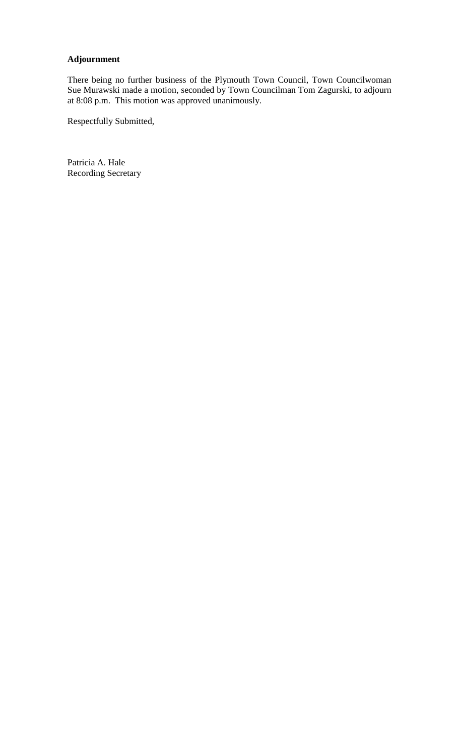**Adjournment**

There being no further business of the Plymouth Town Council, Town Councilwoman Sue Murawski made a motion, seconded by Town Councilman Tom Zagurski, to adjourn at 8:08 p.m. This motion was approved unanimously.

Respectfully Submitted,

Patricia A. Hale
Recording Secretary